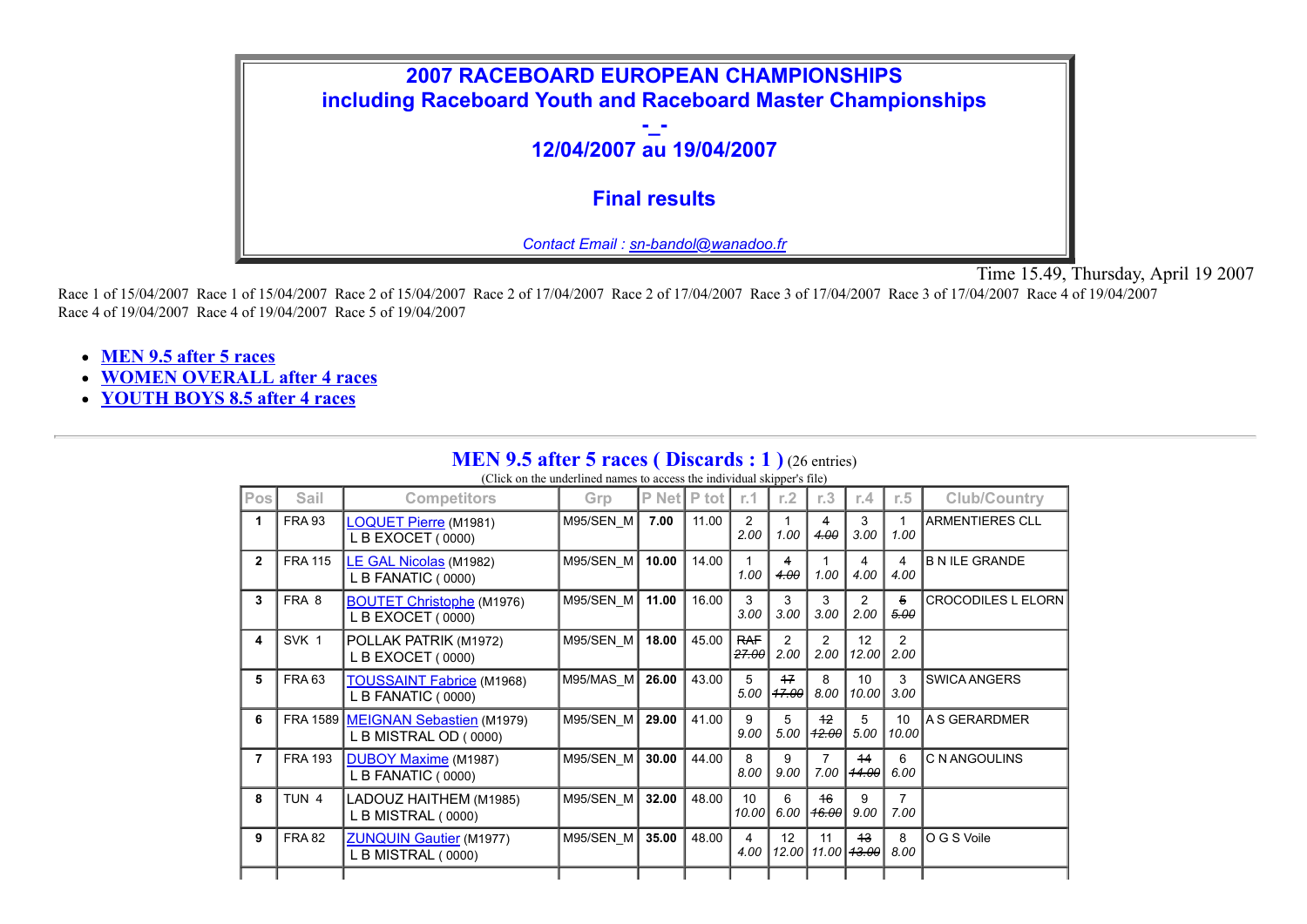# 2007 RACEBOARD EUROPEAN CHAMPIONSHIPS
## including Raceboard Youth and Raceboard Master Championships
## -_-
## 12/04/2007 au 19/04/2007

## Final results

*Contact Email : sn-bandol@wanadoo.fr*

Time 15.49, Thursday, April 19 2007

Race 1 of 15/04/2007 Race 1 of 15/04/2007 Race 2 of 15/04/2007 Race 2 of 17/04/2007 Race 2 of 17/04/2007 Race 3 of 17/04/2007 Race 3 of 17/04/2007 Race 4 of 19/04/2007 Race 4 of 19/04/2007 Race 4 of 19/04/2007 Race 5 of 19/04/2007

- **MEN 9.5 after 5 races**
- **WOMEN OVERALL after 4 races**
- **YOUTH BOYS 8.5 after 4 races**

---

## MEN 9.5 after 5 races ( Discards : 1 ) (26 entries)

(Click on the underlined names to access the individual skipper's file)

| Pos | Sail | Competitors | Grp | P Net | P tot | r.1 | r.2 | r.3 | r.4 | r.5 | Club/Country |
|---|---|---|---|---|---|---|---|---|---|---|---|
| **1** | FRA 93 | LOQUET Pierre (M1981) L B EXOCET ( 0000) | M95/SEN_M | **7.00** | 11.00 | 2 *2.00* | 1 *1.00* | ~~4~~ ~~*4.00*~~ | 3 *3.00* | 1 *1.00* | ARMENTIERES CLL |
| **2** | FRA 115 | LE GAL Nicolas (M1982) L B FANATIC ( 0000) | M95/SEN_M | **10.00** | 14.00 | 1 *1.00* | ~~4~~ ~~*4.00*~~ | 1 *1.00* | 4 *4.00* | 4 *4.00* | B N ILE GRANDE |
| **3** | FRA 8 | BOUTET Christophe (M1976) L B EXOCET ( 0000) | M95/SEN_M | **11.00** | 16.00 | 3 *3.00* | 3 *3.00* | 3 *3.00* | 2 *2.00* | ~~5~~ ~~*5.00*~~ | CROCODILES L ELORN |
| **4** | SVK 1 | POLLAK PATRIK (M1972) L B EXOCET ( 0000) | M95/SEN_M | **18.00** | 45.00 | ~~RAF~~ ~~*27.00*~~ | 2 *2.00* | 2 *2.00* | 12 *12.00* | 2 *2.00* | |
| **5** | FRA 63 | TOUSSAINT Fabrice (M1968) L B FANATIC ( 0000) | M95/MAS_M | **26.00** | 43.00 | 5 *5.00* | ~~17~~ ~~*17.00*~~ | 8 *8.00* | 10 *10.00* | 3 *3.00* | SWICA ANGERS |
| **6** | FRA 1589 | MEIGNAN Sebastien (M1979) L B MISTRAL OD ( 0000) | M95/SEN_M | **29.00** | 41.00 | 9 *9.00* | 5 *5.00* | ~~12~~ ~~*12.00*~~ | 5 *5.00* | 10 *10.00* | A S GERARDMER |
| **7** | FRA 193 | DUBOY Maxime (M1987) L B FANATIC ( 0000) | M95/SEN_M | **30.00** | 44.00 | 8 *8.00* | 9 *9.00* | 7 *7.00* | ~~14~~ ~~*14.00*~~ | 6 *6.00* | C N ANGOULINS |
| **8** | TUN 4 | LADOUZ HAITHEM (M1985) L B MISTRAL ( 0000) | M95/SEN_M | **32.00** | 48.00 | 10 *10.00* | 6 *6.00* | ~~16~~ ~~*16.00*~~ | 9 *9.00* | 7 *7.00* | |
| **9** | FRA 82 | ZUNQUIN Gautier (M1977) L B MISTRAL ( 0000) | M95/SEN_M | **35.00** | 48.00 | 4 *4.00* | 12 *12.00* | 11 *11.00* | ~~13~~ ~~*13.00*~~ | 8 *8.00* | O G S Voile |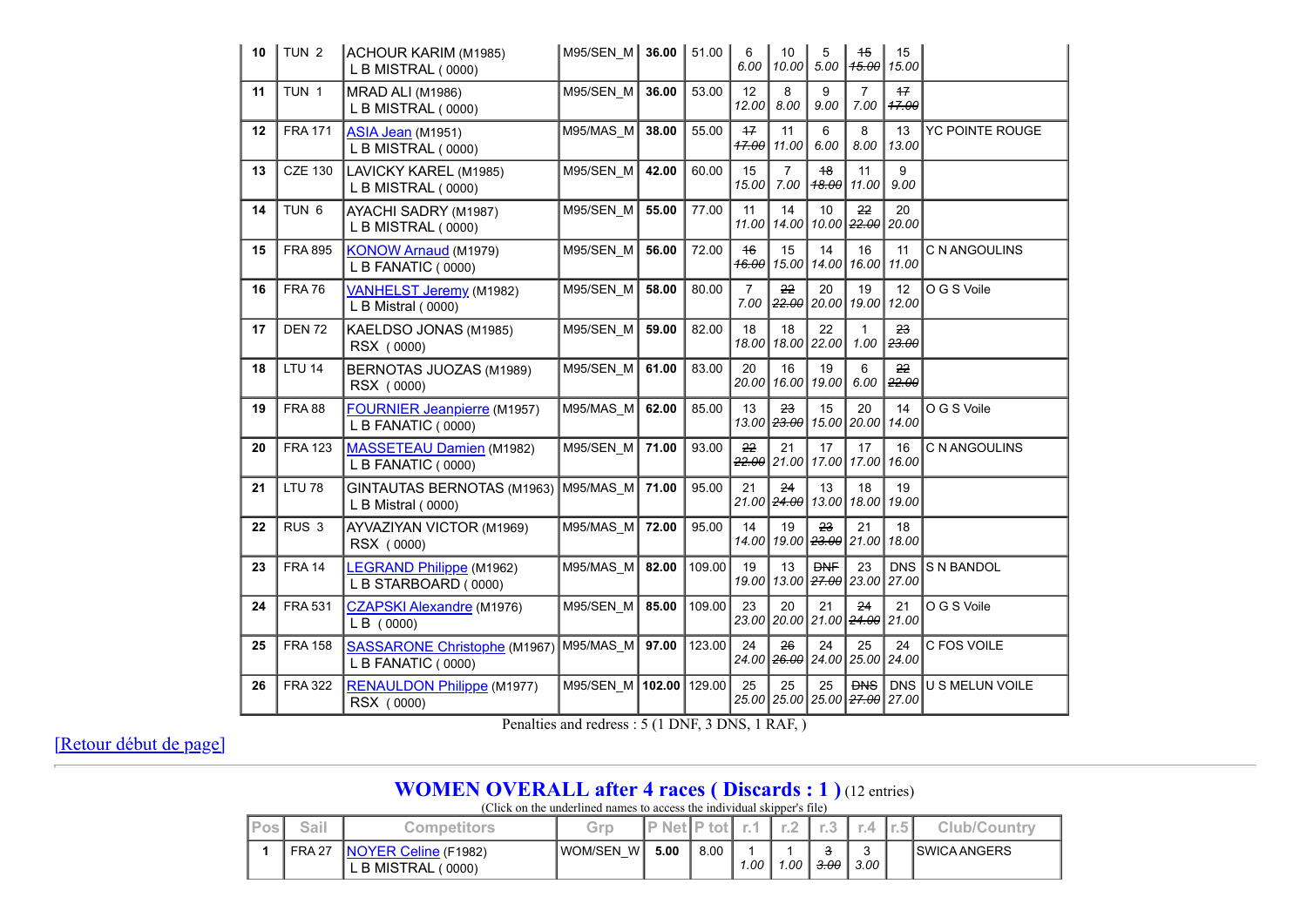| 10 | TUN 2 | ACHOUR KARIM (M1985) L B MISTRAL ( 0000) | M95/SEN_M | **36.00** | 51.00 | 6 6.00 | 10 10.00 | 5 5.00 | ~~15~~ ~~15.00~~ | 15 15.00 | |
|---|---|---|---|---|---|---|---|---|---|---|---|
| 11 | TUN 1 | MRAD ALI (M1986) L B MISTRAL ( 0000) | M95/SEN_M | **36.00** | 53.00 | 12 12.00 | 8 8.00 | 9 9.00 | 7 7.00 | ~~17~~ ~~17.00~~ | |
| 12 | FRA 171 | ASIA Jean (M1951) L B MISTRAL ( 0000) | M95/MAS_M | **38.00** | 55.00 | ~~17~~ ~~17.00~~ | 11 11.00 | 6 6.00 | 8 8.00 | 13 13.00 | YC POINTE ROUGE |
| 13 | CZE 130 | LAVICKY KAREL (M1985) L B MISTRAL ( 0000) | M95/SEN_M | **42.00** | 60.00 | 15 15.00 | 7 7.00 | ~~18~~ ~~18.00~~ | 11 11.00 | 9 9.00 | |
| 14 | TUN 6 | AYACHI SADRY (M1987) L B MISTRAL ( 0000) | M95/SEN_M | **55.00** | 77.00 | 11 11.00 | 14 14.00 | 10 10.00 | ~~22~~ ~~22.00~~ | 20 20.00 | |
| 15 | FRA 895 | KONOW Arnaud (M1979) L B FANATIC ( 0000) | M95/SEN_M | **56.00** | 72.00 | ~~16~~ ~~16.00~~ | 15 15.00 | 14 14.00 | 16 16.00 | 11 11.00 | C N ANGOULINS |
| 16 | FRA 76 | VANHELST Jeremy (M1982) L B Mistral ( 0000) | M95/SEN_M | **58.00** | 80.00 | 7 7.00 | ~~22~~ ~~22.00~~ | 20 20.00 | 19 19.00 | 12 12.00 | O G S Voile |
| 17 | DEN 72 | KAELDSO JONAS (M1985) RSX ( 0000) | M95/SEN_M | **59.00** | 82.00 | 18 18.00 | 18 18.00 | 22 22.00 | 1 1.00 | ~~23~~ ~~23.00~~ | |
| 18 | LTU 14 | BERNOTAS JUOZAS (M1989) RSX ( 0000) | M95/SEN_M | **61.00** | 83.00 | 20 20.00 | 16 16.00 | 19 19.00 | 6 6.00 | ~~22~~ ~~22.00~~ | |
| 19 | FRA 88 | FOURNIER Jeanpierre (M1957) L B FANATIC ( 0000) | M95/MAS_M | **62.00** | 85.00 | 13 13.00 | ~~23~~ ~~23.00~~ | 15 15.00 | 20 20.00 | 14 14.00 | O G S Voile |
| 20 | FRA 123 | MASSETEAU Damien (M1982) L B FANATIC ( 0000) | M95/SEN_M | **71.00** | 93.00 | ~~22~~ ~~22.00~~ | 21 21.00 | 17 17.00 | 17 17.00 | 16 16.00 | C N ANGOULINS |
| 21 | LTU 78 | GINTAUTAS BERNOTAS (M1963) L B Mistral ( 0000) | M95/MAS_M | **71.00** | 95.00 | 21 21.00 | ~~24~~ ~~24.00~~ | 13 13.00 | 18 18.00 | 19 19.00 | |
| 22 | RUS 3 | AYVAZIYAN VICTOR (M1969) RSX ( 0000) | M95/MAS_M | **72.00** | 95.00 | 14 14.00 | 19 19.00 | ~~23~~ ~~23.00~~ | 21 21.00 | 18 18.00 | |
| 23 | FRA 14 | LEGRAND Philippe (M1962) L B STARBOARD ( 0000) | M95/MAS_M | **82.00** | 109.00 | 19 19.00 | 13 13.00 | ~~DNF~~ ~~27.00~~ | 23 23.00 | DNS 27.00 | S N BANDOL |
| 24 | FRA 531 | CZAPSKI Alexandre (M1976) L B ( 0000) | M95/SEN_M | **85.00** | 109.00 | 23 23.00 | 20 20.00 | 21 21.00 | ~~24~~ ~~24.00~~ | 21 21.00 | O G S Voile |
| 25 | FRA 158 | SASSARONE Christophe (M1967) L B FANATIC ( 0000) | M95/MAS_M | **97.00** | 123.00 | 24 24.00 | ~~26~~ ~~26.00~~ | 24 24.00 | 25 25.00 | 24 24.00 | C FOS VOILE |
| 26 | FRA 322 | RENAULDON Philippe (M1977) RSX ( 0000) | M95/SEN_M | **102.00** | 129.00 | 25 25.00 | 25 25.00 | 25 25.00 | ~~DNS~~ ~~27.00~~ | DNS 27.00 | U S MELUN VOILE |

Penalties and redress : 5 (1 DNF, 3 DNS, 1 RAF, )

[Retour début de page]

---

## WOMEN OVERALL after 4 races ( Discards : 1 ) (12 entries)

(Click on the underlined names to access the individual skipper's file)

| Pos | Sail | Competitors | Grp | P Net | P tot | r.1 | r.2 | r.3 | r.4 | r.5 | Club/Country |
|---|---|---|---|---|---|---|---|---|---|---|---|
| 1 | FRA 27 | NOYER Celine (F1982) L B MISTRAL ( 0000) | WOM/SEN_W | **5.00** | 8.00 | 1 1.00 | 1 1.00 | ~~3~~ ~~3.00~~ | 3 3.00 | | SWICA ANGERS |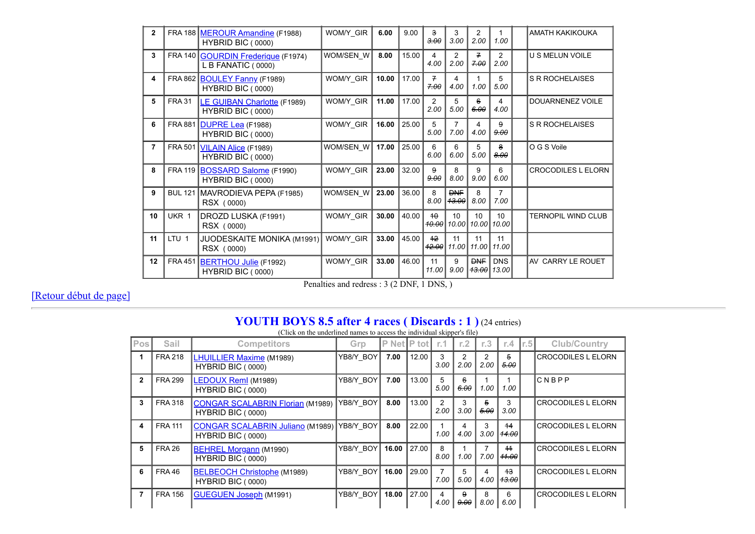| | | | | | | | | | | | |
|---|---|---|---|---|---|---|---|---|---|---|---|
| 2 | FRA 188 | MEROUR Amandine (F1988) HYBRID BIC ( 0000) | WOM/Y_GIR | **6.00** | 9.00 | ~~3~~ ~~3.00~~ | 3 3.00 | 2 2.00 | 1 1.00 | | AMATH KAKIKOUKA |
| 3 | FRA 140 | GOURDIN Frederique (F1974) L B FANATIC ( 0000) | WOM/SEN_W | **8.00** | 15.00 | 4 4.00 | 2 2.00 | ~~7~~ ~~7.00~~ | 2 2.00 | | U S MELUN VOILE |
| 4 | FRA 862 | BOULEY Fanny (F1989) HYBRID BIC ( 0000) | WOM/Y_GIR | **10.00** | 17.00 | ~~7~~ ~~7.00~~ | 4 4.00 | 1 1.00 | 5 5.00 | | S R ROCHELAISES |
| 5 | FRA 31 | LE GUIBAN Charlotte (F1989) HYBRID BIC ( 0000) | WOM/Y_GIR | **11.00** | 17.00 | 2 2.00 | 5 5.00 | ~~6~~ ~~6.00~~ | 4 4.00 | | DOUARNENEZ VOILE |
| 6 | FRA 881 | DUPRE Lea (F1988) HYBRID BIC ( 0000) | WOM/Y_GIR | **16.00** | 25.00 | 5 5.00 | 7 7.00 | 4 4.00 | ~~9~~ ~~9.00~~ | | S R ROCHELAISES |
| 7 | FRA 501 | VILAIN Alice (F1989) HYBRID BIC ( 0000) | WOM/SEN_W | **17.00** | 25.00 | 6 6.00 | 6 6.00 | 5 5.00 | ~~8~~ ~~8.00~~ | | O G S Voile |
| 8 | FRA 119 | BOSSARD Salome (F1990) HYBRID BIC ( 0000) | WOM/Y_GIR | **23.00** | 32.00 | ~~9~~ ~~9.00~~ | 8 8.00 | 9 9.00 | 6 6.00 | | CROCODILES L ELORN |
| 9 | BUL 121 | MAVRODIEVA PEPA (F1985) RSX ( 0000) | WOM/SEN_W | **23.00** | 36.00 | 8 8.00 | ~~DNF~~ ~~13.00~~ | 8 8.00 | 7 7.00 | | |
| 10 | UKR 1 | DROZD LUSKA (F1991) RSX ( 0000) | WOM/Y_GIR | **30.00** | 40.00 | ~~10~~ ~~10.00~~ | 10 10.00 | 10 10.00 | 10 10.00 | | TERNOPIL WIND CLUB |
| 11 | LTU 1 | JUODESKAITE MONIKA (M1991) RSX ( 0000) | WOM/Y_GIR | **33.00** | 45.00 | ~~12~~ ~~12.00~~ | 11 11.00 | 11 11.00 | 11 11.00 | | |
| 12 | FRA 451 | BERTHOU Julie (F1992) HYBRID BIC ( 0000) | WOM/Y_GIR | **33.00** | 46.00 | 11 11.00 | 9 9.00 | ~~DNF~~ ~~13.00~~ | DNS 13.00 | | AV CARRY LE ROUET |

Penalties and redress : 3 (2 DNF, 1 DNS, )

[Retour début de page]

---

## YOUTH BOYS 8.5 after 4 races ( Discards : 1 ) (24 entries)

(Click on the underlined names to access the individual skipper's file)

| Pos | Sail | Competitors | Grp | P Net | P tot | r.1 | r.2 | r.3 | r.4 | r.5 | Club/Country |
|---|---|---|---|---|---|---|---|---|---|---|---|
| 1 | FRA 218 | LHUILLIER Maxime (M1989) HYBRID BIC ( 0000) | YB8/Y_BOY | **7.00** | 12.00 | 3 3.00 | 2 2.00 | 2 2.00 | ~~5~~ ~~5.00~~ | | CROCODILES L ELORN |
| 2 | FRA 299 | LEDOUX Reml (M1989) HYBRID BIC ( 0000) | YB8/Y_BOY | **7.00** | 13.00 | 5 5.00 | ~~6~~ ~~6.00~~ | 1 1.00 | 1 1.00 | | C N B P P |
| 3 | FRA 318 | CONGAR SCALABRIN Florian (M1989) HYBRID BIC ( 0000) | YB8/Y_BOY | **8.00** | 13.00 | 2 2.00 | 3 3.00 | ~~5~~ ~~5.00~~ | 3 3.00 | | CROCODILES L ELORN |
| 4 | FRA 111 | CONGAR SCALABRIN Juliano (M1989) HYBRID BIC ( 0000) | YB8/Y_BOY | **8.00** | 22.00 | 1 1.00 | 4 4.00 | 3 3.00 | ~~14~~ ~~14.00~~ | | CROCODILES L ELORN |
| 5 | FRA 26 | BEHREL Morgann (M1990) HYBRID BIC ( 0000) | YB8/Y_BOY | **16.00** | 27.00 | 8 8.00 | 1 1.00 | 7 7.00 | ~~11~~ ~~11.00~~ | | CROCODILES L ELORN |
| 6 | FRA 46 | BELBEOCH Christophe (M1989) HYBRID BIC ( 0000) | YB8/Y_BOY | **16.00** | 29.00 | 7 7.00 | 5 5.00 | 4 4.00 | ~~13~~ ~~13.00~~ | | CROCODILES L ELORN |
| 7 | FRA 156 | GUEGUEN Joseph (M1991) | YB8/Y_BOY | **18.00** | 27.00 | 4 4.00 | ~~9~~ ~~9.00~~ | 8 8.00 | 6 6.00 | | CROCODILES L ELORN |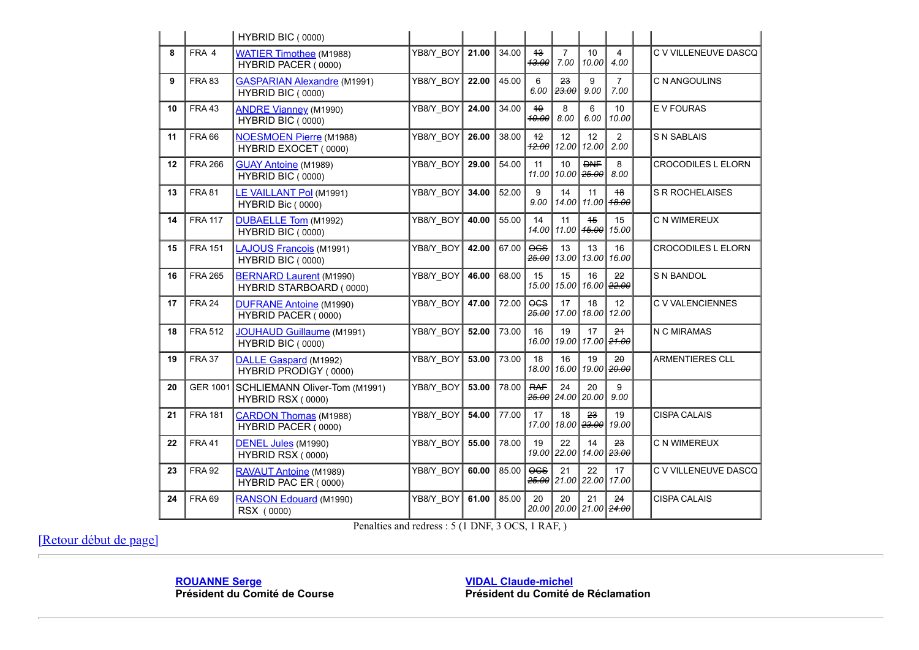| | | | | | | | | | | | |
|---|---|---|---|---|---|---|---|---|---|---|---|
| | | HYBRID BIC ( 0000) | | | | | | | | | |
| 8 | FRA 4 | WATIER Timothee (M1988) HYBRID PACER ( 0000) | YB8/Y_BOY | 21.00 | 34.00 | ~~13~~ ~~13.00~~ | 7 7.00 | 10 10.00 | 4 4.00 | | C V VILLENEUVE DASCQ |
| 9 | FRA 83 | GASPARIAN Alexandre (M1991) HYBRID BIC ( 0000) | YB8/Y_BOY | 22.00 | 45.00 | 6 6.00 | ~~23~~ ~~23.00~~ | 9 9.00 | 7 7.00 | | C N ANGOULINS |
| 10 | FRA 43 | ANDRE Vianney (M1990) HYBRID BIC ( 0000) | YB8/Y_BOY | 24.00 | 34.00 | ~~10~~ ~~10.00~~ | 8 8.00 | 6 6.00 | 10 10.00 | | E V FOURAS |
| 11 | FRA 66 | NOESMOEN Pierre (M1988) HYBRID EXOCET ( 0000) | YB8/Y_BOY | 26.00 | 38.00 | ~~12~~ ~~12.00~~ | 12 12.00 | 12 12.00 | 2 2.00 | | S N SABLAIS |
| 12 | FRA 266 | GUAY Antoine (M1989) HYBRID BIC ( 0000) | YB8/Y_BOY | 29.00 | 54.00 | 11 11.00 | 10 10.00 | ~~DNF~~ ~~25.00~~ | 8 8.00 | | CROCODILES L ELORN |
| 13 | FRA 81 | LE VAILLANT Pol (M1991) HYBRID Bic ( 0000) | YB8/Y_BOY | 34.00 | 52.00 | 9 9.00 | 14 14.00 | 11 11.00 | ~~18~~ ~~18.00~~ | | S R ROCHELAISES |
| 14 | FRA 117 | DUBAELLE Tom (M1992) HYBRID BIC ( 0000) | YB8/Y_BOY | 40.00 | 55.00 | 14 14.00 | 11 11.00 | ~~15~~ ~~15.00~~ | 15 15.00 | | C N WIMEREUX |
| 15 | FRA 151 | LAJOUS Francois (M1991) HYBRID BIC ( 0000) | YB8/Y_BOY | 42.00 | 67.00 | ~~OCS~~ ~~25.00~~ | 13 13.00 | 13 13.00 | 16 16.00 | | CROCODILES L ELORN |
| 16 | FRA 265 | BERNARD Laurent (M1990) HYBRID STARBOARD ( 0000) | YB8/Y_BOY | 46.00 | 68.00 | 15 15.00 | 15 15.00 | 16 16.00 | ~~22~~ ~~22.00~~ | | S N BANDOL |
| 17 | FRA 24 | DUFRANE Antoine (M1990) HYBRID PACER ( 0000) | YB8/Y_BOY | 47.00 | 72.00 | ~~OCS~~ ~~25.00~~ | 17 17.00 | 18 18.00 | 12 12.00 | | C V VALENCIENNES |
| 18 | FRA 512 | JOUHAUD Guillaume (M1991) HYBRID BIC ( 0000) | YB8/Y_BOY | 52.00 | 73.00 | 16 16.00 | 19 19.00 | 17 17.00 | ~~21~~ ~~21.00~~ | | N C MIRAMAS |
| 19 | FRA 37 | DALLE Gaspard (M1992) HYBRID PRODIGY ( 0000) | YB8/Y_BOY | 53.00 | 73.00 | 18 18.00 | 16 16.00 | 19 19.00 | ~~20~~ ~~20.00~~ | | ARMENTIERES CLL |
| 20 | GER 1001 | SCHLIEMANN Oliver-Tom (M1991) HYBRID RSX ( 0000) | YB8/Y_BOY | 53.00 | 78.00 | ~~RAF~~ ~~25.00~~ | 24 24.00 | 20 20.00 | 9 9.00 | | |
| 21 | FRA 181 | CARDON Thomas (M1988) HYBRID PACER ( 0000) | YB8/Y_BOY | 54.00 | 77.00 | 17 17.00 | 18 18.00 | ~~23~~ ~~23.00~~ | 19 19.00 | | CISPA CALAIS |
| 22 | FRA 41 | DENEL Jules (M1990) HYBRID RSX ( 0000) | YB8/Y_BOY | 55.00 | 78.00 | 19 19.00 | 22 22.00 | 14 14.00 | ~~23~~ ~~23.00~~ | | C N WIMEREUX |
| 23 | FRA 92 | RAVAUT Antoine (M1989) HYBRID PAC ER ( 0000) | YB8/Y_BOY | 60.00 | 85.00 | ~~OCS~~ ~~25.00~~ | 21 21.00 | 22 22.00 | 17 17.00 | | C V VILLENEUVE DASCQ |
| 24 | FRA 69 | RANSON Edouard (M1990) RSX ( 0000) | YB8/Y_BOY | 61.00 | 85.00 | 20 20.00 | 20 20.00 | 21 21.00 | ~~24~~ ~~24.00~~ | | CISPA CALAIS |

Penalties and redress : 5 (1 DNF, 3 OCS, 1 RAF, )

[Retour début de page]

**ROUANNE Serge**
**Président du Comité de Course**

**VIDAL Claude-michel**
**Président du Comité de Réclamation**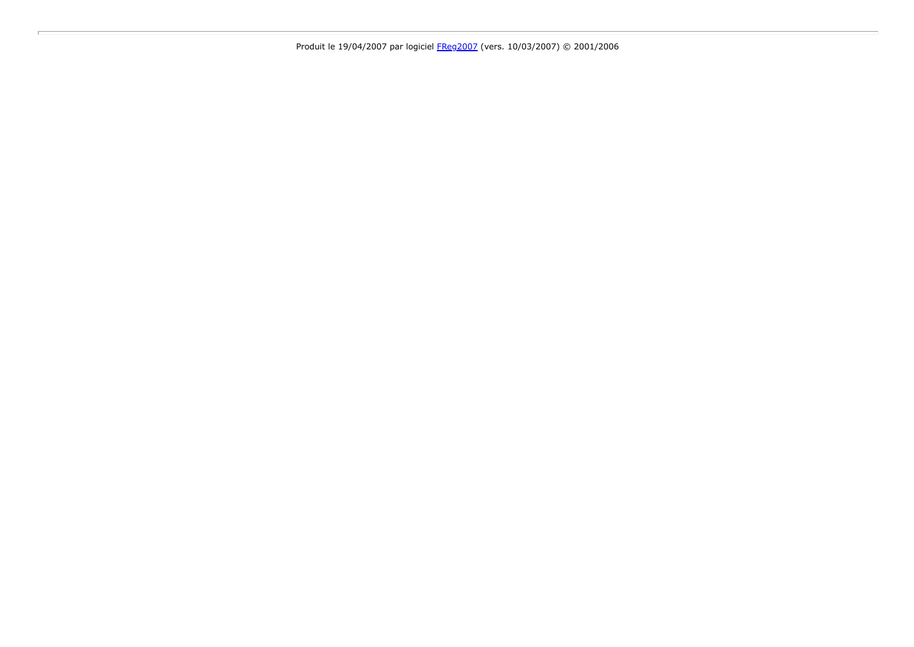Produit le 19/04/2007 par logiciel FReg2007 (vers. 10/03/2007) © 2001/2006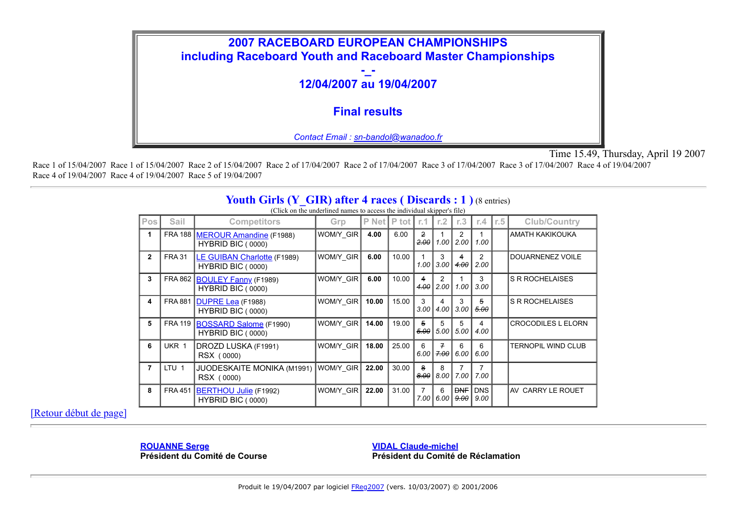# 2007 RACEBOARD EUROPEAN CHAMPIONSHIPS
# including Raceboard Youth and Raceboard Master Championships
# -_-
# 12/04/2007 au 19/04/2007

## Final results

*Contact Email : sn-bandol@wanadoo.fr*

Time 15.49, Thursday, April 19 2007

Race 1 of 15/04/2007 Race 1 of 15/04/2007 Race 2 of 15/04/2007 Race 2 of 17/04/2007 Race 2 of 17/04/2007 Race 3 of 17/04/2007 Race 3 of 17/04/2007 Race 4 of 19/04/2007 Race 4 of 19/04/2007 Race 4 of 19/04/2007 Race 5 of 19/04/2007

---

## Youth Girls (Y_GIR) after 4 races ( Discards : 1 ) (8 entries)

(Click on the underlined names to access the individual skipper's file)

| Pos | Sail | Competitors | Grp | P Net | P tot | r.1 | r.2 | r.3 | r.4 | r.5 | Club/Country |
|---|---|---|---|---|---|---|---|---|---|---|---|
| 1 | FRA 188 | MEROUR Amandine (F1988) HYBRID BIC ( 0000) | WOM/Y_GIR | **4.00** | 6.00 | ~~2~~ ~~2.00~~ | 1 1.00 | 2 2.00 | 1 1.00 | | AMATH KAKIKOUKA |
| 2 | FRA 31 | LE GUIBAN Charlotte (F1989) HYBRID BIC ( 0000) | WOM/Y_GIR | **6.00** | 10.00 | 1 1.00 | 3 3.00 | ~~4~~ ~~4.00~~ | 2 2.00 | | DOUARNENEZ VOILE |
| 3 | FRA 862 | BOULEY Fanny (F1989) HYBRID BIC ( 0000) | WOM/Y_GIR | **6.00** | 10.00 | ~~4~~ ~~4.00~~ | 2 2.00 | 1 1.00 | 3 3.00 | | S R ROCHELAISES |
| 4 | FRA 881 | DUPRE Lea (F1988) HYBRID BIC ( 0000) | WOM/Y_GIR | **10.00** | 15.00 | 3 3.00 | 4 4.00 | 3 3.00 | ~~5~~ ~~5.00~~ | | S R ROCHELAISES |
| 5 | FRA 119 | BOSSARD Salome (F1990) HYBRID BIC ( 0000) | WOM/Y_GIR | **14.00** | 19.00 | ~~5~~ ~~5.00~~ | 5 5.00 | 5 5.00 | 4 4.00 | | CROCODILES L ELORN |
| 6 | UKR 1 | DROZD LUSKA (F1991) RSX ( 0000) | WOM/Y_GIR | **18.00** | 25.00 | 6 6.00 | ~~7~~ ~~7.00~~ | 6 6.00 | 6 6.00 | | TERNOPIL WIND CLUB |
| 7 | LTU 1 | JUODESKAITE MONIKA (M1991) RSX ( 0000) | WOM/Y_GIR | **22.00** | 30.00 | ~~8~~ ~~8.00~~ | 8 8.00 | 7 7.00 | 7 7.00 | | |
| 8 | FRA 451 | BERTHOU Julie (F1992) HYBRID BIC ( 0000) | WOM/Y_GIR | **22.00** | 31.00 | 7 7.00 | 6 6.00 | ~~DNF~~ ~~9.00~~ | DNS 9.00 | | AV CARRY LE ROUET |

[Retour début de page]

---

**ROUANNE Serge**
**Président du Comité de Course**

**VIDAL Claude-michel**
**Président du Comité de Réclamation**

---

Produit le 19/04/2007 par logiciel FReg2007 (vers. 10/03/2007) © 2001/2006